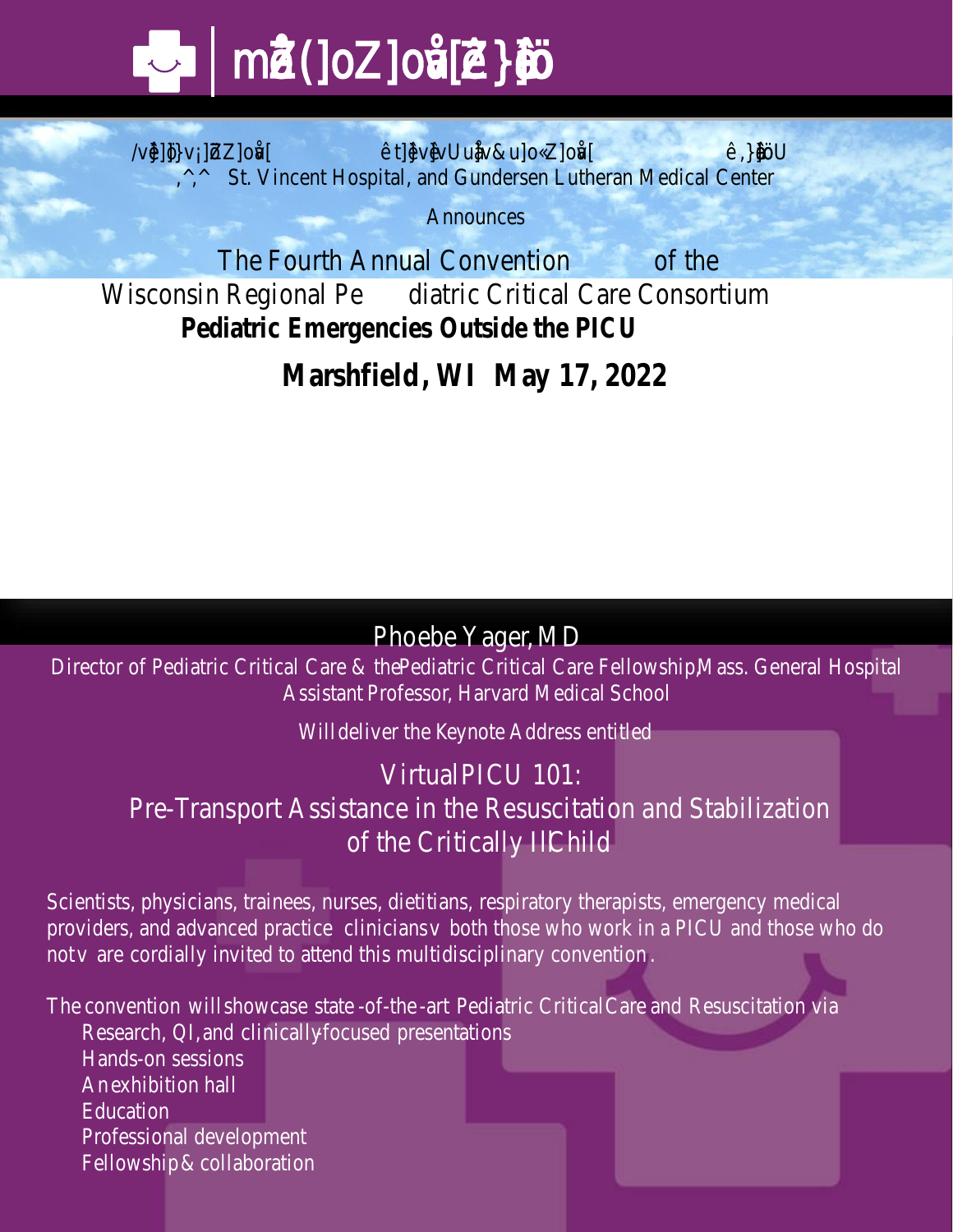# Wisconsin Regional Pediatric Critical Care Consortium

St. Vincent Hospital, and Gundersen Lutheran Medical Center

Announces

## The Fourth Annual Convention of the Wisconsin Regional Pediatric Critical Care Consortium

## **Pediatric Emergencies Outside the PICU**

## **Marshfield, WI May 17, 2022**

### Phoebe Yager, MD

Director of Pediatric Critical Care & the Pediatric Critical Care Fellowship, Mass. General Hospital
Assistant Professor, Harvard Medical School

Will deliver the Keynote Address entitled

### Virtual PICU 101: Pre-Transport Assistance in the Resuscitation and Stabilization of the Critically Ill Child

Scientists, physicians, trainees, nurses, dietitians, respiratory therapists, emergency medical providers, and advanced practice clinicians – both those who work in a PICU and those who do not – are cordially invited to attend this multidisciplinary convention.

The convention will showcase state-of-the-art Pediatric Critical Care and Resuscitation via

- Research, QI, and clinically-focused presentations
- Hands-on sessions
- An exhibition hall
- Education
- Professional development
- Fellowship & collaboration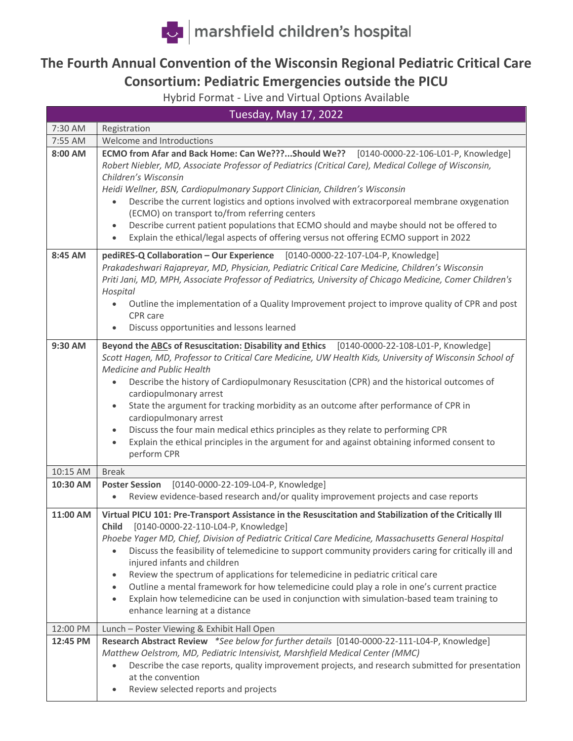marshfield children's hospital

# The Fourth Annual Convention of the Wisconsin Regional Pediatric Critical Care Consortium: Pediatric Emergencies outside the PICU

Hybrid Format - Live and Virtual Options Available

| Tuesday, May 17, 2022 | |
|---|---|
| 7:30 AM | Registration |
| 7:55 AM | Welcome and Introductions |
| **8:00 AM** | **ECMO from Afar and Back Home: Can We???...Should We??** [0140-0000-22-106-L01-P, Knowledge]<br>*Robert Niebler, MD, Associate Professor of Pediatrics (Critical Care), Medical College of Wisconsin, Children's Wisconsin*<br>*Heidi Wellner, BSN, Cardiopulmonary Support Clinician, Children's Wisconsin*<br>• Describe the current logistics and options involved with extracorporeal membrane oxygenation (ECMO) on transport to/from referring centers<br>• Describe current patient populations that ECMO should and maybe should not be offered to<br>• Explain the ethical/legal aspects of offering versus not offering ECMO support in 2022 |
| **8:45 AM** | **pediRES-Q Collaboration – Our Experience** [0140-0000-22-107-L04-P, Knowledge]<br>*Prakadeshwari Rajapreyar, MD, Physician, Pediatric Critical Care Medicine, Children's Wisconsin*<br>*Priti Jani, MD, MPH, Associate Professor of Pediatrics, University of Chicago Medicine, Comer Children's Hospital*<br>• Outline the implementation of a Quality Improvement project to improve quality of CPR and post CPR care<br>• Discuss opportunities and lessons learned |
| **9:30 AM** | **Beyond the ABCs of Resuscitation: Disability and Ethics** [0140-0000-22-108-L01-P, Knowledge]<br>*Scott Hagen, MD, Professor to Critical Care Medicine, UW Health Kids, University of Wisconsin School of Medicine and Public Health*<br>• Describe the history of Cardiopulmonary Resuscitation (CPR) and the historical outcomes of cardiopulmonary arrest<br>• State the argument for tracking morbidity as an outcome after performance of CPR in cardiopulmonary arrest<br>• Discuss the four main medical ethics principles as they relate to performing CPR<br>• Explain the ethical principles in the argument for and against obtaining informed consent to perform CPR |
| 10:15 AM | Break |
| **10:30 AM** | **Poster Session** [0140-0000-22-109-L04-P, Knowledge]<br>• Review evidence-based research and/or quality improvement projects and case reports |
| **11:00 AM** | **Virtual PICU 101: Pre-Transport Assistance in the Resuscitation and Stabilization of the Critically Ill Child** [0140-0000-22-110-L04-P, Knowledge]<br>*Phoebe Yager MD, Chief, Division of Pediatric Critical Care Medicine, Massachusetts General Hospital*<br>• Discuss the feasibility of telemedicine to support community providers caring for critically ill and injured infants and children<br>• Review the spectrum of applications for telemedicine in pediatric critical care<br>• Outline a mental framework for how telemedicine could play a role in one's current practice<br>• Explain how telemedicine can be used in conjunction with simulation-based team training to enhance learning at a distance |
| 12:00 PM | Lunch – Poster Viewing & Exhibit Hall Open |
| **12:45 PM** | **Research Abstract Review** *\*See below for further details* [0140-0000-22-111-L04-P, Knowledge]<br>*Matthew Oelstrom, MD, Pediatric Intensivist, Marshfield Medical Center (MMC)*<br>• Describe the case reports, quality improvement projects, and research submitted for presentation at the convention<br>• Review selected reports and projects |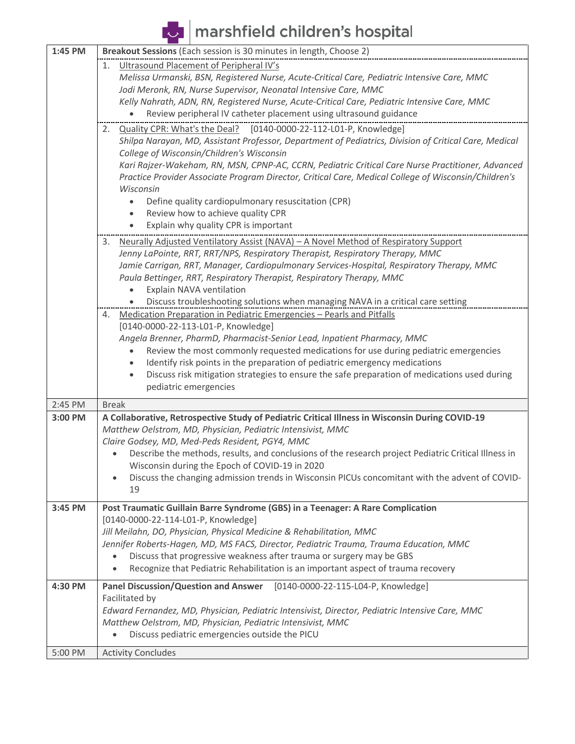| Time | Session |
|---|---|
| **1:45 PM** | **Breakout Sessions** (Each session is 30 minutes in length, Choose 2) |
| | 1. Ultrasound Placement of Peripheral IV's<br>*Melissa Urmanski, BSN, Registered Nurse, Acute-Critical Care, Pediatric Intensive Care, MMC*<br>*Jodi Meronk, RN, Nurse Supervisor, Neonatal Intensive Care, MMC*<br>*Kelly Nahrath, ADN, RN, Registered Nurse, Acute-Critical Care, Pediatric Intensive Care, MMC*<br>• Review peripheral IV catheter placement using ultrasound guidance |
| | 2. Quality CPR: What's the Deal? [0140-0000-22-112-L01-P, Knowledge]<br>*Shilpa Narayan, MD, Assistant Professor, Department of Pediatrics, Division of Critical Care, Medical College of Wisconsin/Children's Wisconsin*<br>*Kari Rajzer-Wakeham, RN, MSN, CPNP-AC, CCRN, Pediatric Critical Care Nurse Practitioner, Advanced Practice Provider Associate Program Director, Critical Care, Medical College of Wisconsin/Children's Wisconsin*<br>• Define quality cardiopulmonary resuscitation (CPR)<br>• Review how to achieve quality CPR<br>• Explain why quality CPR is important |
| | 3. Neurally Adjusted Ventilatory Assist (NAVA) – A Novel Method of Respiratory Support<br>*Jenny LaPointe, RRT, RRT/NPS, Respiratory Therapist, Respiratory Therapy, MMC*<br>*Jamie Carrigan, RRT, Manager, Cardiopulmonary Services-Hospital, Respiratory Therapy, MMC*<br>*Paula Bettinger, RRT, Respiratory Therapist, Respiratory Therapy, MMC*<br>• Explain NAVA ventilation<br>• Discuss troubleshooting solutions when managing NAVA in a critical care setting |
| | 4. Medication Preparation in Pediatric Emergencies – Pearls and Pitfalls<br>[0140-0000-22-113-L01-P, Knowledge]<br>*Angela Brenner, PharmD, Pharmacist-Senior Lead, Inpatient Pharmacy, MMC*<br>• Review the most commonly requested medications for use during pediatric emergencies<br>• Identify risk points in the preparation of pediatric emergency medications<br>• Discuss risk mitigation strategies to ensure the safe preparation of medications used during pediatric emergencies |
| 2:45 PM | Break |
| **3:00 PM** | **A Collaborative, Retrospective Study of Pediatric Critical Illness in Wisconsin During COVID-19**<br>*Matthew Oelstrom, MD, Physician, Pediatric Intensivist, MMC*<br>*Claire Godsey, MD, Med-Peds Resident, PGY4, MMC*<br>• Describe the methods, results, and conclusions of the research project Pediatric Critical Illness in Wisconsin during the Epoch of COVID-19 in 2020<br>• Discuss the changing admission trends in Wisconsin PICUs concomitant with the advent of COVID-19 |
| **3:45 PM** | **Post Traumatic Guillain Barre Syndrome (GBS) in a Teenager: A Rare Complication**<br>[0140-0000-22-114-L01-P, Knowledge]<br>*Jill Meilahn, DO, Physician, Physical Medicine & Rehabilitation, MMC*<br>*Jennifer Roberts-Hagen, MD, MS FACS, Director, Pediatric Trauma, Trauma Education, MMC*<br>• Discuss that progressive weakness after trauma or surgery may be GBS<br>• Recognize that Pediatric Rehabilitation is an important aspect of trauma recovery |
| **4:30 PM** | **Panel Discussion/Question and Answer** [0140-0000-22-115-L04-P, Knowledge]<br>Facilitated by<br>*Edward Fernandez, MD, Physician, Pediatric Intensivist, Director, Pediatric Intensive Care, MMC*<br>*Matthew Oelstrom, MD, Physician, Pediatric Intensivist, MMC*<br>• Discuss pediatric emergencies outside the PICU |
| 5:00 PM | Activity Concludes |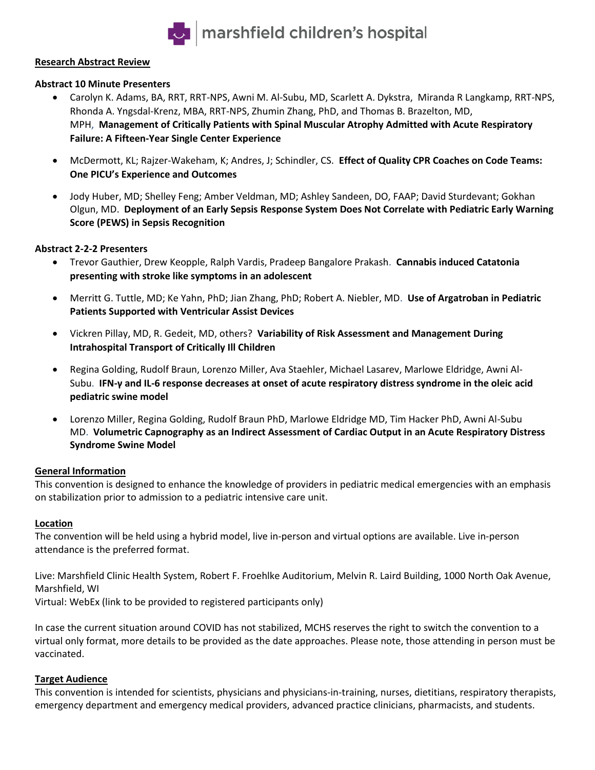**Research Abstract Review**

**Abstract 10 Minute Presenters**

- Carolyn K. Adams, BA, RRT, RRT-NPS, Awni M. Al-Subu, MD, Scarlett A. Dykstra, Miranda R Langkamp, RRT-NPS, Rhonda A. Yngsdal-Krenz, MBA, RRT-NPS, Zhumin Zhang, PhD, and Thomas B. Brazelton, MD, MPH, **Management of Critically Patients with Spinal Muscular Atrophy Admitted with Acute Respiratory Failure: A Fifteen-Year Single Center Experience**
- McDermott, KL; Rajzer-Wakeham, K; Andres, J; Schindler, CS. **Effect of Quality CPR Coaches on Code Teams: One PICU's Experience and Outcomes**
- Jody Huber, MD; Shelley Feng; Amber Veldman, MD; Ashley Sandeen, DO, FAAP; David Sturdevant; Gokhan Olgun, MD. **Deployment of an Early Sepsis Response System Does Not Correlate with Pediatric Early Warning Score (PEWS) in Sepsis Recognition**

**Abstract 2-2-2 Presenters**

- Trevor Gauthier, Drew Keopple, Ralph Vardis, Pradeep Bangalore Prakash. **Cannabis induced Catatonia presenting with stroke like symptoms in an adolescent**
- Merritt G. Tuttle, MD; Ke Yahn, PhD; Jian Zhang, PhD; Robert A. Niebler, MD. **Use of Argatroban in Pediatric Patients Supported with Ventricular Assist Devices**
- Vickren Pillay, MD, R. Gedeit, MD, others? **Variability of Risk Assessment and Management During Intrahospital Transport of Critically Ill Children**
- Regina Golding, Rudolf Braun, Lorenzo Miller, Ava Staehler, Michael Lasarev, Marlowe Eldridge, Awni Al-Subu. **IFN-γ and IL-6 response decreases at onset of acute respiratory distress syndrome in the oleic acid pediatric swine model**
- Lorenzo Miller, Regina Golding, Rudolf Braun PhD, Marlowe Eldridge MD, Tim Hacker PhD, Awni Al-Subu MD. **Volumetric Capnography as an Indirect Assessment of Cardiac Output in an Acute Respiratory Distress Syndrome Swine Model**

**General Information**

This convention is designed to enhance the knowledge of providers in pediatric medical emergencies with an emphasis on stabilization prior to admission to a pediatric intensive care unit.

**Location**

The convention will be held using a hybrid model, live in-person and virtual options are available. Live in-person attendance is the preferred format.

Live: Marshfield Clinic Health System, Robert F. Froehlke Auditorium, Melvin R. Laird Building, 1000 North Oak Avenue, Marshfield, WI
Virtual: WebEx (link to be provided to registered participants only)

In case the current situation around COVID has not stabilized, MCHS reserves the right to switch the convention to a virtual only format, more details to be provided as the date approaches. Please note, those attending in person must be vaccinated.

**Target Audience**

This convention is intended for scientists, physicians and physicians-in-training, nurses, dietitians, respiratory therapists, emergency department and emergency medical providers, advanced practice clinicians, pharmacists, and students.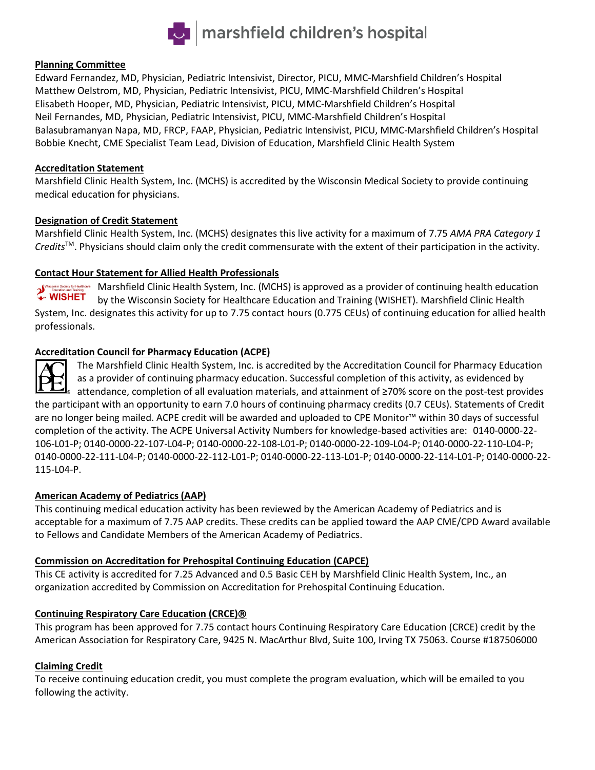## Planning Committee

Edward Fernandez, MD, Physician, Pediatric Intensivist, Director, PICU, MMC-Marshfield Children's Hospital
Matthew Oelstrom, MD, Physician, Pediatric Intensivist, PICU, MMC-Marshfield Children's Hospital
Elisabeth Hooper, MD, Physician, Pediatric Intensivist, PICU, MMC-Marshfield Children's Hospital
Neil Fernandes, MD, Physician, Pediatric Intensivist, PICU, MMC-Marshfield Children's Hospital
Balasubramanyan Napa, MD, FRCP, FAAP, Physician, Pediatric Intensivist, PICU, MMC-Marshfield Children's Hospital
Bobbie Knecht, CME Specialist Team Lead, Division of Education, Marshfield Clinic Health System

## Accreditation Statement

Marshfield Clinic Health System, Inc. (MCHS) is accredited by the Wisconsin Medical Society to provide continuing medical education for physicians.

## Designation of Credit Statement

Marshfield Clinic Health System, Inc. (MCHS) designates this live activity for a maximum of 7.75 *AMA PRA Category 1 Credits*™. Physicians should claim only the credit commensurate with the extent of their participation in the activity.

## Contact Hour Statement for Allied Health Professionals

Marshfield Clinic Health System, Inc. (MCHS) is approved as a provider of continuing health education by the Wisconsin Society for Healthcare Education and Training (WISHET). Marshfield Clinic Health System, Inc. designates this activity for up to 7.75 contact hours (0.775 CEUs) of continuing education for allied health professionals.

## Accreditation Council for Pharmacy Education (ACPE)

The Marshfield Clinic Health System, Inc. is accredited by the Accreditation Council for Pharmacy Education as a provider of continuing pharmacy education. Successful completion of this activity, as evidenced by attendance, completion of all evaluation materials, and attainment of ≥70% score on the post-test provides the participant with an opportunity to earn 7.0 hours of continuing pharmacy credits (0.7 CEUs). Statements of Credit are no longer being mailed. ACPE credit will be awarded and uploaded to CPE Monitor™ within 30 days of successful completion of the activity. The ACPE Universal Activity Numbers for knowledge-based activities are: 0140-0000-22-106-L01-P; 0140-0000-22-107-L04-P; 0140-0000-22-108-L01-P; 0140-0000-22-109-L04-P; 0140-0000-22-110-L04-P; 0140-0000-22-111-L04-P; 0140-0000-22-112-L01-P; 0140-0000-22-113-L01-P; 0140-0000-22-114-L01-P; 0140-0000-22-115-L04-P.

## American Academy of Pediatrics (AAP)

This continuing medical education activity has been reviewed by the American Academy of Pediatrics and is acceptable for a maximum of 7.75 AAP credits. These credits can be applied toward the AAP CME/CPD Award available to Fellows and Candidate Members of the American Academy of Pediatrics.

## Commission on Accreditation for Prehospital Continuing Education (CAPCE)

This CE activity is accredited for 7.25 Advanced and 0.5 Basic CEH by Marshfield Clinic Health System, Inc., an organization accredited by Commission on Accreditation for Prehospital Continuing Education.

## Continuing Respiratory Care Education (CRCE)®

This program has been approved for 7.75 contact hours Continuing Respiratory Care Education (CRCE) credit by the American Association for Respiratory Care, 9425 N. MacArthur Blvd, Suite 100, Irving TX 75063. Course #187506000

## Claiming Credit

To receive continuing education credit, you must complete the program evaluation, which will be emailed to you following the activity.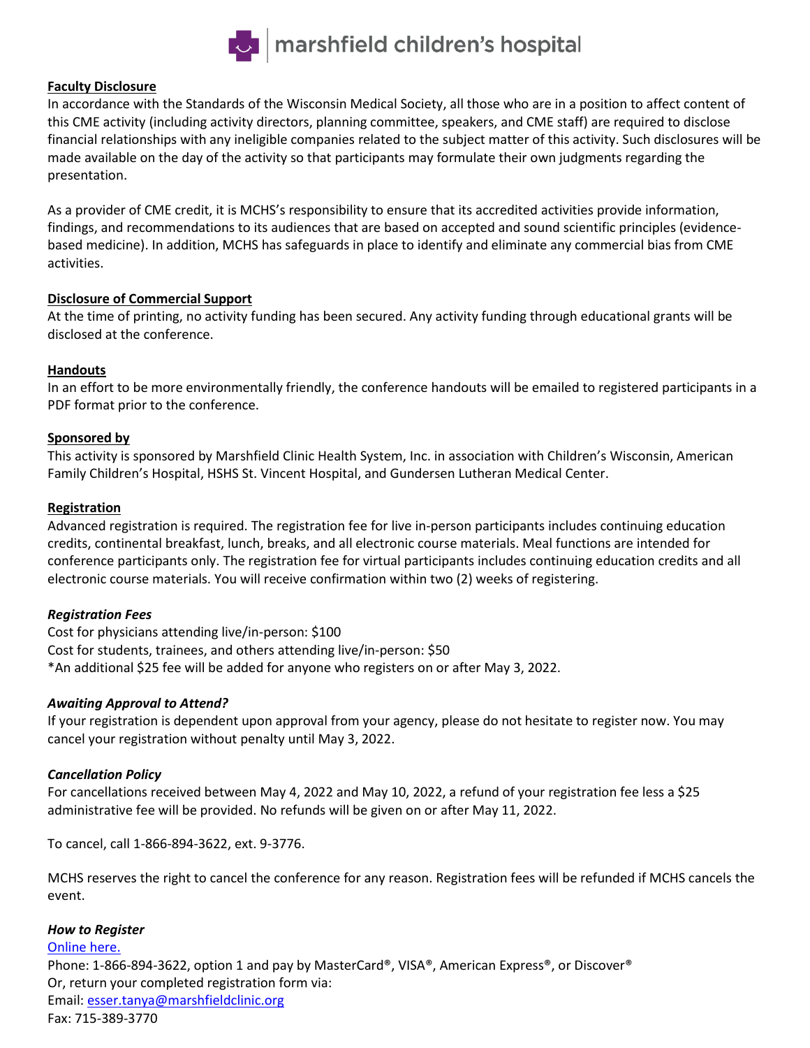## Faculty Disclosure

In accordance with the Standards of the Wisconsin Medical Society, all those who are in a position to affect content of this CME activity (including activity directors, planning committee, speakers, and CME staff) are required to disclose financial relationships with any ineligible companies related to the subject matter of this activity. Such disclosures will be made available on the day of the activity so that participants may formulate their own judgments regarding the presentation.

As a provider of CME credit, it is MCHS's responsibility to ensure that its accredited activities provide information, findings, and recommendations to its audiences that are based on accepted and sound scientific principles (evidence-based medicine). In addition, MCHS has safeguards in place to identify and eliminate any commercial bias from CME activities.

## Disclosure of Commercial Support

At the time of printing, no activity funding has been secured. Any activity funding through educational grants will be disclosed at the conference.

## Handouts

In an effort to be more environmentally friendly, the conference handouts will be emailed to registered participants in a PDF format prior to the conference.

## Sponsored by

This activity is sponsored by Marshfield Clinic Health System, Inc. in association with Children's Wisconsin, American Family Children's Hospital, HSHS St. Vincent Hospital, and Gundersen Lutheran Medical Center.

## Registration

Advanced registration is required. The registration fee for live in-person participants includes continuing education credits, continental breakfast, lunch, breaks, and all electronic course materials. Meal functions are intended for conference participants only. The registration fee for virtual participants includes continuing education credits and all electronic course materials. You will receive confirmation within two (2) weeks of registering.

### *Registration Fees*

Cost for physicians attending live/in-person: $100
Cost for students, trainees, and others attending live/in-person: $50
*An additional $25 fee will be added for anyone who registers on or after May 3, 2022.

### *Awaiting Approval to Attend?*

If your registration is dependent upon approval from your agency, please do not hesitate to register now. You may cancel your registration without penalty until May 3, 2022.

### *Cancellation Policy*

For cancellations received between May 4, 2022 and May 10, 2022, a refund of your registration fee less a $25 administrative fee will be provided. No refunds will be given on or after May 11, 2022.

To cancel, call 1-866-894-3622, ext. 9-3776.

MCHS reserves the right to cancel the conference for any reason. Registration fees will be refunded if MCHS cancels the event.

### *How to Register*

Online here.
Phone: 1-866-894-3622, option 1 and pay by MasterCard®, VISA®, American Express®, or Discover®
Or, return your completed registration form via:
Email: esser.tanya@marshfieldclinic.org
Fax: 715-389-3770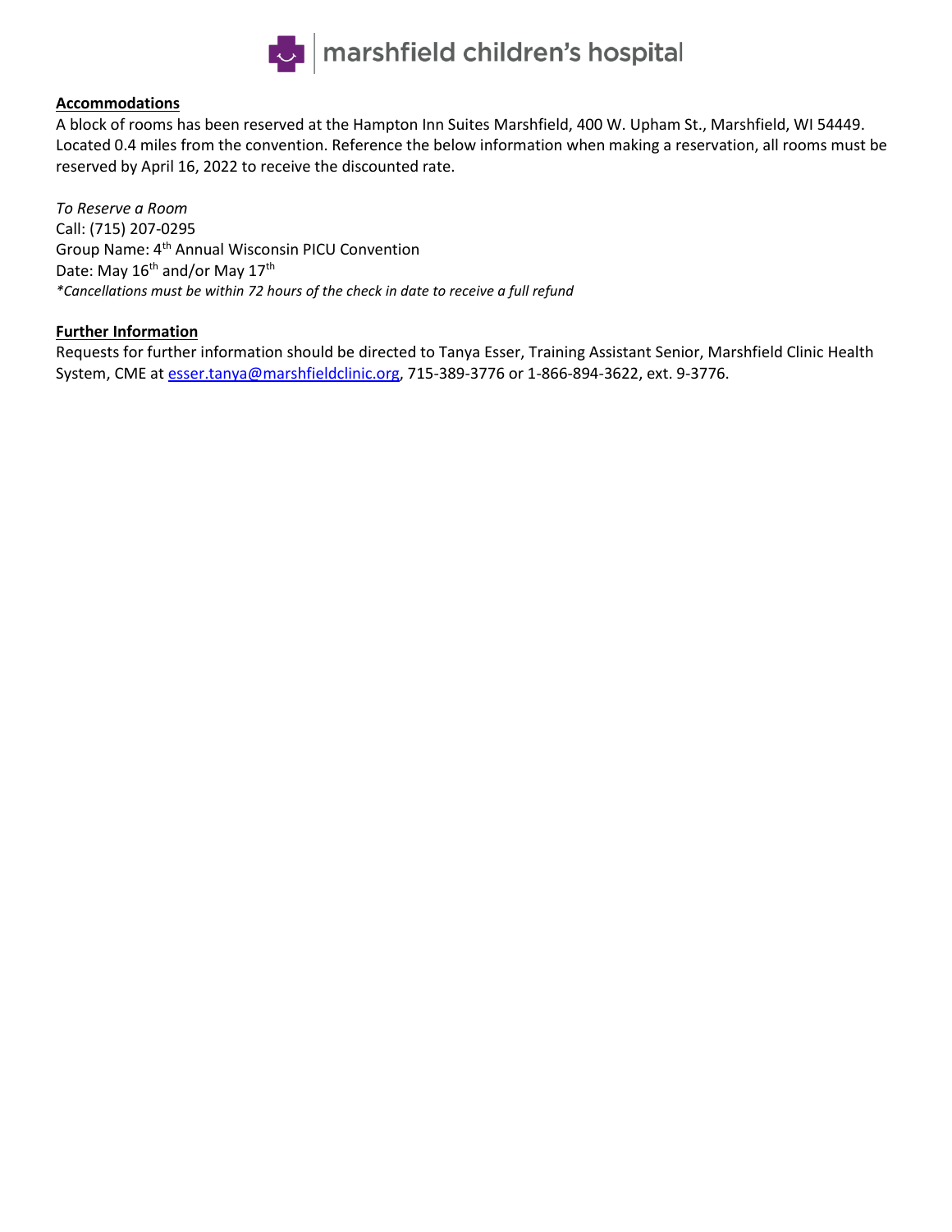**Accommodations**

A block of rooms has been reserved at the Hampton Inn Suites Marshfield, 400 W. Upham St., Marshfield, WI 54449. Located 0.4 miles from the convention. Reference the below information when making a reservation, all rooms must be reserved by April 16, 2022 to receive the discounted rate.

*To Reserve a Room*
Call: (715) 207-0295
Group Name: 4th Annual Wisconsin PICU Convention
Date: May 16th and/or May 17th
*\*Cancellations must be within 72 hours of the check in date to receive a full refund*

**Further Information**

Requests for further information should be directed to Tanya Esser, Training Assistant Senior, Marshfield Clinic Health System, CME at esser.tanya@marshfieldclinic.org, 715-389-3776 or 1-866-894-3622, ext. 9-3776.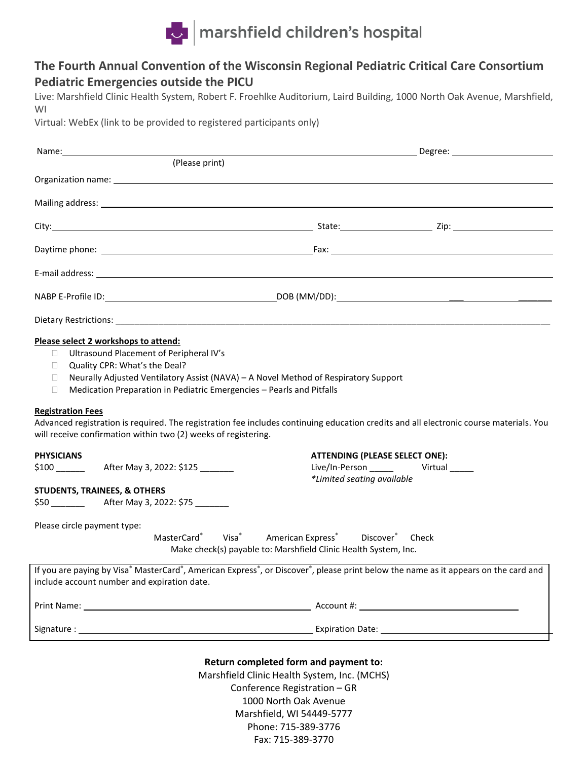marshfield children's hospital

## The Fourth Annual Convention of the Wisconsin Regional Pediatric Critical Care Consortium Pediatric Emergencies outside the PICU

Live: Marshfield Clinic Health System, Robert F. Froehlke Auditorium, Laird Building, 1000 North Oak Avenue, Marshfield, WI

Virtual: WebEx (link to be provided to registered participants only)

Name: ______________________________ (Please print) Degree: ______________

Organization name: ______________________________

Mailing address: ______________________________

City: ______________________ State: ______________ Zip: ______________

Daytime phone: ______________________ Fax: ______________________

E-mail address: ______________________________

NABP E-Profile ID: ______________________ DOB (MM/DD): ______________________

Dietary Restrictions: ______________________________

**Please select 2 workshops to attend:**

- ☐ Ultrasound Placement of Peripheral IV's
- ☐ Quality CPR: What's the Deal?
- ☐ Neurally Adjusted Ventilatory Assist (NAVA) – A Novel Method of Respiratory Support
- ☐ Medication Preparation in Pediatric Emergencies – Pearls and Pitfalls

**Registration Fees**

Advanced registration is required. The registration fee includes continuing education credits and all electronic course materials. You will receive confirmation within two (2) weeks of registering.

**PHYSICIANS**

$100 ______ After May 3, 2022: $125 _______

**STUDENTS, TRAINEES, & OTHERS**

$50 _______ After May 3, 2022: $75 _______

**ATTENDING (PLEASE SELECT ONE):**

Live/In-Person _____ Virtual _____

*\*Limited seating available*

Please circle payment type:

MasterCard® Visa® American Express® Discover® Check

Make check(s) payable to: Marshfield Clinic Health System, Inc.

If you are paying by Visa® MasterCard®, American Express®, or Discover®, please print below the name as it appears on the card and include account number and expiration date.

Print Name: ______________________ Account #: ______________________

Signature : ______________________ Expiration Date: ______________________

**Return completed form and payment to:**

Marshfield Clinic Health System, Inc. (MCHS)
Conference Registration – GR
1000 North Oak Avenue
Marshfield, WI 54449-5777
Phone: 715-389-3776
Fax: 715-389-3770